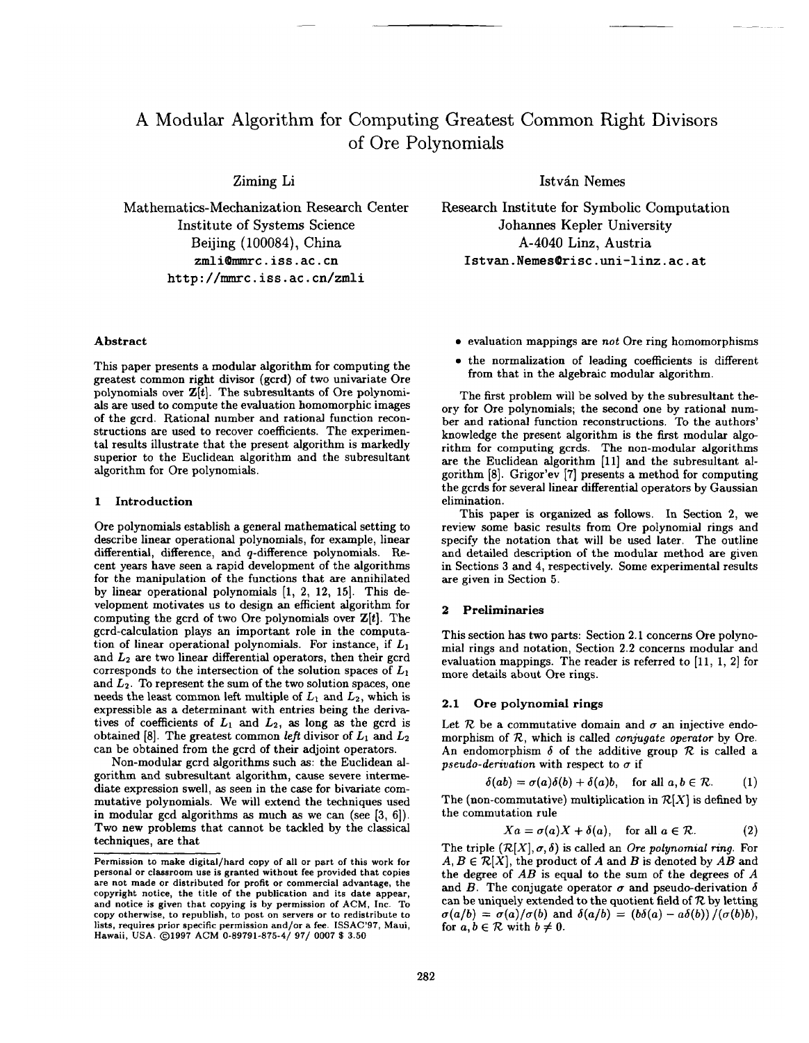# A Modular Algorithm for Computing Greatest Common Right Divisors of Ore Polynomials

Ziming Li

Mathematics-Mechanization Research Center
Institute of Systems Science
Beijing (100084), China
zmli@mmrc.iss.ac.cn
http://mmrc.iss.ac.cn/zmli

István Nemes

Research Institute for Symbolic Computation
Johannes Kepler University
A-4040 Linz, Austria
Istvan.Nemes@risc.uni-linz.ac.at

### Abstract

This paper presents a modular algorithm for computing the greatest common right divisor (gcrd) of two univariate Ore polynomials over $\mathbf{Z}[t]$. The subresultants of Ore polynomials are used to compute the evaluation homomorphic images of the gcrd. Rational number and rational function reconstructions are used to recover coefficients. The experimental results illustrate that the present algorithm is markedly superior to the Euclidean algorithm and the subresultant algorithm for Ore polynomials.

## 1 Introduction

Ore polynomials establish a general mathematical setting to describe linear operational polynomials, for example, linear differential, difference, and $q$-difference polynomials. Recent years have seen a rapid development of the algorithms for the manipulation of the functions that are annihilated by linear operational polynomials [1, 2, 12, 15]. This development motivates us to design an efficient algorithm for computing the gcrd of two Ore polynomials over $\mathbf{Z}[t]$. The gcrd-calculation plays an important role in the computation of linear operational polynomials. For instance, if $L_1$ and $L_2$ are two linear differential operators, then their gcrd corresponds to the intersection of the solution spaces of $L_1$ and $L_2$. To represent the sum of the two solution spaces, one needs the least common left multiple of $L_1$ and $L_2$, which is expressible as a determinant with entries being the derivatives of coefficients of $L_1$ and $L_2$, as long as the gcrd is obtained [8]. The greatest common *left* divisor of $L_1$ and $L_2$ can be obtained from the gcrd of their adjoint operators.

Non-modular gcrd algorithms such as: the Euclidean algorithm and subresultant algorithm, cause severe intermediate expression swell, as seen in the case for bivariate commutative polynomials. We will extend the techniques used in modular gcd algorithms as much as we can (see [3, 6]). Two new problems that cannot be tackled by the classical techniques, are that

- evaluation mappings are *not* Ore ring homomorphisms
- the normalization of leading coefficients is different from that in the algebraic modular algorithm.

The first problem will be solved by the subresultant theory for Ore polynomials; the second one by rational number and rational function reconstructions. To the authors' knowledge the present algorithm is the first modular algorithm for computing gcrds. The non-modular algorithms are the Euclidean algorithm [11] and the subresultant algorithm [8]. Grigor'ev [7] presents a method for computing the gcrds for several linear differential operators by Gaussian elimination.

This paper is organized as follows. In Section 2, we review some basic results from Ore polynomial rings and specify the notation that will be used later. The outline and detailed description of the modular method are given in Sections 3 and 4, respectively. Some experimental results are given in Section 5.

## 2 Preliminaries

This section has two parts: Section 2.1 concerns Ore polynomial rings and notation, Section 2.2 concerns modular and evaluation mappings. The reader is referred to [11, 1, 2] for more details about Ore rings.

### 2.1 Ore polynomial rings

Let $\mathcal{R}$ be a commutative domain and $\sigma$ an injective endomorphism of $\mathcal{R}$, which is called *conjugate operator* by Ore. An endomorphism $\delta$ of the additive group $\mathcal{R}$ is called a *pseudo-derivation* with respect to $\sigma$ if

$$\delta(ab) = \sigma(a)\delta(b) + \delta(a)b, \quad \text{for all } a, b \in \mathcal{R}. \tag{1}$$

The (non-commutative) multiplication in $\mathcal{R}[X]$ is defined by the commutation rule

$$Xa = \sigma(a)X + \delta(a), \quad \text{for all } a \in \mathcal{R}. \tag{2}$$

The triple $(\mathcal{R}[X], \sigma, \delta)$ is called an *Ore polynomial ring*. For $A, B \in \mathcal{R}[X]$, the product of $A$ and $B$ is denoted by $AB$ and the degree of $AB$ is equal to the sum of the degrees of $A$ and $B$. The conjugate operator $\sigma$ and pseudo-derivation $\delta$ can be uniquely extended to the quotient field of $\mathcal{R}$ by letting $\sigma(a/b) = \sigma(a)/\sigma(b)$ and $\delta(a/b) = (b\delta(a) - a\delta(b))/(\sigma(b)b)$, for $a, b \in \mathcal{R}$ with $b \neq 0$.

Permission to make digital/hard copy of all or part of this work for personal or classroom use is granted without fee provided that copies are not made or distributed for profit or commercial advantage, the copyright notice, the title of the publication and its date appear, and notice is given that copying is by permission of ACM, Inc. To copy otherwise, to republish, to post on servers or to redistribute to lists, requires prior specific permission and/or a fee. ISSAC'97, Maui, Hawaii, USA. ©1997 ACM 0-89791-875-4/ 97/ 0007 $ 3.50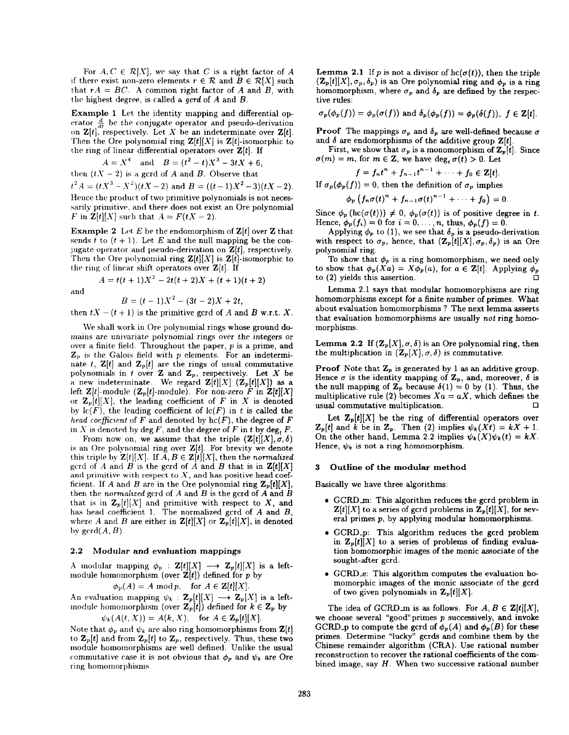For $A, C \in \mathcal{R}[X]$, we say that $C$ is a right factor of $A$ if there exist non-zero elements $r \in \mathcal{R}$ and $B \in \mathcal{R}[X]$ such that $rA = BC$. A common right factor of $A$ and $B$, with the highest degree, is called a *gcrd* of $A$ and $B$.

**Example 1** Let the identity mapping and differential operator $\frac{d}{dt}$ be the conjugate operator and pseudo-derivation on $\mathbf{Z}[t]$, respectively. Let $X$ be an indeterminate over $\mathbf{Z}[t]$. Then the Ore polynomial ring $\mathbf{Z}[t][X]$ is $\mathbf{Z}[t]$-isomorphic to the ring of linear differential operators over $\mathbf{Z}[t]$. If

$$A = X^4 \quad \text{and} \quad B = (t^2 - t)X^3 - 3tX + 6,$$

then $(tX - 2)$ is a gcrd of $A$ and $B$. Observe that

$$t^2 A = (tX^3 - X^2)(tX - 2) \text{ and } B = ((t-1)X^2 - 3)(tX - 2).$$

Hence the product of two primitive polynomials is not necessarily primitive, and there does not exist an Ore polynomial $F$ in $\mathbf{Z}[t][X]$ such that $A = F(tX - 2)$.

**Example 2** Let $E$ be the endomorphism of $\mathbf{Z}[t]$ over $\mathbf{Z}$ that sends $t$ to $(t + 1)$. Let $E$ and the null mapping be the conjugate operator and pseudo-derivation on $\mathbf{Z}[t]$, respectively. Then the Ore polynomial ring $\mathbf{Z}[t][X]$ is $\mathbf{Z}[t]$-isomorphic to the ring of linear shift operators over $\mathbf{Z}[t]$. If

$$A = t(t+1)X^2 - 2t(t+2)X + (t+1)(t+2)$$

and

$$B = (t-1)X^2 - (3t-2)X + 2t,$$

then $tX - (t+1)$ is the primitive gcrd of $A$ and $B$ w.r.t. $X$.

We shall work in Ore polynomial rings whose ground domains are univariate polynomial rings over the integers or over a finite field. Throughout the paper, $p$ is a prime, and $\mathbf{Z}_p$ is the Galois field with $p$ elements. For an indeterminate $t$, $\mathbf{Z}[t]$ and $\mathbf{Z}_p[t]$ are the rings of usual commutative polynomials in $t$ over $\mathbf{Z}$ and $\mathbf{Z}_p$, respectively. Let $X$ be a new indeterminate. We regard $\mathbf{Z}[t][X]$ ($\mathbf{Z}_p[t][X]$) as a left $\mathbf{Z}[t]$-module ($\mathbf{Z}_p[t]$-module). For non-zero $F$ in $\mathbf{Z}[t][X]$ or $\mathbf{Z}_p[t][X]$, the leading coefficient of $F$ in $X$ is denoted by $\mathrm{lc}(F)$, the leading coefficient of $\mathrm{lc}(F)$ in $t$ is called the *head coefficient* of $F$ and denoted by $\mathrm{hc}(F)$, the degree of $F$ in $X$ is denoted by $\deg F$, and the degree of $F$ in $t$ by $\deg_t F$.

From now on, we assume that the triple $(\mathbf{Z}[t][X], \sigma, \delta)$ is an Ore polynomial ring over $\mathbf{Z}[t]$. For brevity we denote this triple by $\mathbf{Z}[t][X]$. If $A, B \in \mathbf{Z}[t][X]$, then the *normalized* gcrd of $A$ and $B$ is the gcrd of $A$ and $B$ that is in $\mathbf{Z}[t][X]$ and primitive with respect to $X$, and has positive head coefficient. If $A$ and $B$ are in the Ore polynomial ring $\mathbf{Z}_p[t][X]$, then the *normalized* gcrd of $A$ and $B$ is the gcrd of $A$ and $B$ that is in $\mathbf{Z}_p[t][X]$ and primitive with respect to $X$, and has head coefficient 1. The normalized gcrd of $A$ and $B$, where $A$ and $B$ are either in $\mathbf{Z}[t][X]$ or $\mathbf{Z}_p[t][X]$, is denoted by $\mathrm{gcrd}(A, B)$.

### 2.2 Modular and evaluation mappings

A modular mapping $\phi_p : \mathbf{Z}[t][X] \longrightarrow \mathbf{Z}_p[t][X]$ is a left-module homomorphism (over $\mathbf{Z}[t]$) defined for $p$ by

$$\phi_p(A) = A \bmod p, \quad \text{for } A \in \mathbf{Z}[t][X].$$

An evaluation mapping $\psi_k : \mathbf{Z}_p[t][X] \longrightarrow \mathbf{Z}_p[X]$ is a left-module homomorphism (over $\mathbf{Z}_p[t]$) defined for $k \in \mathbf{Z}_p$ by

$$\psi_k(A(t, X)) = A(k, X), \quad \text{for } A \in \mathbf{Z}_p[t][X].$$

Note that $\phi_p$ and $\psi_k$ are also ring homomorphisms from $\mathbf{Z}[t]$ to $\mathbf{Z}_p[t]$ and from $\mathbf{Z}_p[t]$ to $\mathbf{Z}_p$, respectively. Thus, these two module homomorphisms are well defined. Unlike the usual commutative case it is not obvious that $\phi_p$ and $\psi_k$ are Ore ring homomorphisms.

**Lemma 2.1** If $p$ is not a divisor of $\mathrm{hc}(\sigma(t))$, then the triple $(\mathbf{Z}_p[t][X], \sigma_p, \delta_p)$ is an Ore polynomial ring and $\phi_p$ is a ring homomorphism, where $\sigma_p$ and $\delta_p$ are defined by the respective rules:

$$\sigma_p(\phi_p(f)) = \phi_p(\sigma(f)) \text{ and } \delta_p(\phi_p(f)) = \phi_p(\delta(f)), \ f \in \mathbf{Z}[t].$$

**Proof** The mappings $\sigma_p$ and $\delta_p$ are well-defined because $\sigma$ and $\delta$ are endomorphisms of the additive group $\mathbf{Z}[t]$.

First, we show that $\sigma_p$ is a monomorphism of $\mathbf{Z}_p[t]$. Since $\sigma(m) = m$, for $m \in \mathbf{Z}$, we have $\deg_t \sigma(t) > 0$. Let

$$f = f_n t^n + f_{n-1} t^{n-1} + \cdots + f_0 \in \mathbf{Z}[t].$$

If $\sigma_p(\phi_p(f)) = 0$, then the definition of $\sigma_p$ implies

$$\phi_p\left(f_n \sigma(t)^n + f_{n-1}\sigma(t)^{n-1} + \cdots + f_0\right) = 0.$$

Since $\phi_p(\mathrm{hc}(\sigma(t))) \neq 0$, $\phi_p(\sigma(t))$ is of positive degree in $t$. Hence, $\phi_p(f_i) = 0$ for $i = 0, \ldots, n$, thus, $\phi_p(f) = 0$.

Applying $\phi_p$ to (1), we see that $\delta_p$ is a pseudo-derivation with respect to $\sigma_p$, hence, that $(\mathbf{Z}_p[t][X], \sigma_p, \delta_p)$ is an Ore polynomial ring.

To show that $\phi_p$ is a ring homomorphism, we need only to show that $\phi_p(Xa) = X\phi_p(a)$, for $a \in \mathbf{Z}[t]$. Applying $\phi_p$ to (2) yields this assertion. □

Lemma 2.1 says that modular homomorphisms are ring homomorphisms except for a finite number of primes. What about evaluation homomorphisms? The next lemma asserts that evaluation homomorphisms are usually *not* ring homomorphisms.

**Lemma 2.2** If $(\mathbf{Z}_p[X], \sigma, \delta)$ is an Ore polynomial ring, then the multiplication in $(\mathbf{Z}_p[X], \sigma, \delta)$ is commutative.

**Proof** Note that $\mathbf{Z}_p$ is generated by 1 as an additive group. Hence $\sigma$ is the identity mapping of $\mathbf{Z}_p$, and, moreover, $\delta$ is the null mapping of $\mathbf{Z}_p$ because $\delta(1) = 0$ by (1). Thus, the multiplicative rule (2) becomes $Xa = aX$, which defines the usual commutative multiplication. □

Let $\mathbf{Z}_p[t][X]$ be the ring of differential operators over $\mathbf{Z}_p[t]$ and $k$ be in $\mathbf{Z}_p$. Then (2) implies $\psi_k(Xt) = kX + 1$. On the other hand, Lemma 2.2 implies $\psi_k(X)\psi_k(t) = kX$. Hence, $\psi_k$ is not a ring homomorphism.

## 3 Outline of the modular method

Basically we have three algorithms:

- GCRD_m: This algorithm reduces the gcrd problem in $\mathbf{Z}[t][X]$ to a series of gcrd problems in $\mathbf{Z}_p[t][X]$, for several primes $p$, by applying modular homomorphisms.
- GCRD_p: This algorithm reduces the gcrd problem in $\mathbf{Z}_p[t][X]$ to a series of problems of finding evaluation homomorphic images of the monic associate of the sought-after gcrd.
- GCRD_e: This algorithm computes the evaluation homomorphic images of the monic associate of the gcrd of two given polynomials in $\mathbf{Z}_p[t][X]$.

The idea of GCRD_m is as follows. For $A, B \in \mathbf{Z}[t][X]$, we choose several "good" primes $p$ successively, and invoke GCRD_p to compute the gcrd of $\phi_p(A)$ and $\phi_p(B)$ for these primes. Determine "lucky" gcrds and combine them by the Chinese remainder algorithm (CRA). Use rational number reconstruction to recover the rational coefficients of the combined image, say $H$. When two successive rational number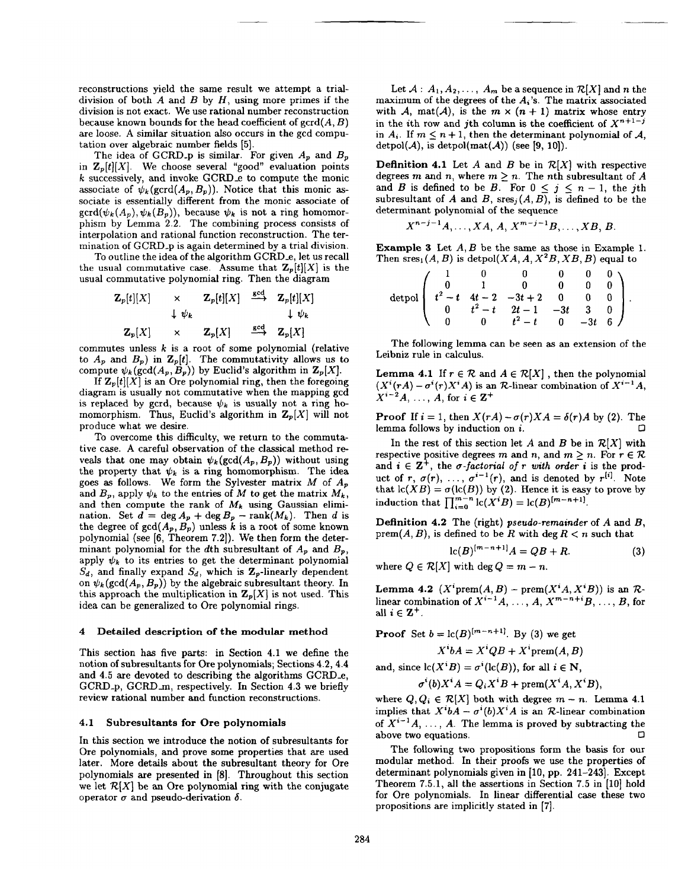reconstructions yield the same result we attempt a trial-division of both $A$ and $B$ by $H$, using more primes if the division is not exact. We use rational number reconstruction because known bounds for the head coefficient of $\text{gcrd}(A, B)$ are loose. A similar situation also occurs in the gcd computation over algebraic number fields [5].

The idea of GCRD_p is similar. For given $A_p$ and $B_p$ in $\mathbf{Z}_p[t][X]$. We choose several "good" evaluation points $k$ successively, and invoke GCRD_e to compute the monic associate of $\psi_k(\text{gcrd}(A_p, B_p))$. Notice that this monic associate is essentially different from the monic associate of $\text{gcrd}(\psi_k(A_p), \psi_k(B_p))$, because $\psi_k$ is not a ring homomorphism by Lemma 2.2. The combining process consists of interpolation and rational function reconstruction. The termination of GCRD_p is again determined by a trial division.

To outline the idea of the algorithm GCRD_e, let us recall the usual commutative case. Assume that $\mathbf{Z}_p[t][X]$ is the usual commutative polynomial ring. Then the diagram

$$
\begin{array}{ccccc}
\mathbf{Z}_p[t][X] & \times & \mathbf{Z}_p[t][X] & \xrightarrow{\text{gcd}} & \mathbf{Z}_p[t][X] \\
 & & \downarrow \psi_k & & \downarrow \psi_k \\
\mathbf{Z}_p[X] & \times & \mathbf{Z}_p[X] & \xrightarrow{\text{gcd}} & \mathbf{Z}_p[X]
\end{array}
$$

commutes unless $k$ is a root of some polynomial (relative to $A_p$ and $B_p$) in $\mathbf{Z}_p[t]$. The commutativity allows us to compute $\psi_k(\gcd(A_p, B_p))$ by Euclid's algorithm in $\mathbf{Z}_p[X]$.

If $\mathbf{Z}_p[t][X]$ is an Ore polynomial ring, then the foregoing diagram is usually not commutative when the mapping gcd is replaced by gcrd, because $\psi_k$ is usually not a ring homomorphism. Thus, Euclid's algorithm in $\mathbf{Z}_p[X]$ will not produce what we desire.

To overcome this difficulty, we return to the commutative case. A careful observation of the classical method reveals that one may obtain $\psi_k(\gcd(A_p, B_p))$ without using the property that $\psi_k$ is a ring homomorphism. The idea goes as follows. We form the Sylvester matrix $M$ of $A_p$ and $B_p$, apply $\psi_k$ to the entries of $M$ to get the matrix $M_k$, and then compute the rank of $M_k$ using Gaussian elimination. Set $d = \deg A_p + \deg B_p - \text{rank}(M_k)$. Then $d$ is the degree of $\gcd(A_p, B_p)$ unless $k$ is a root of some known polynomial (see [6, Theorem 7.2]). We then form the determinant polynomial for the $d$th subresultant of $A_p$ and $B_p$, apply $\psi_k$ to its entries to get the determinant polynomial $S_d$, and finally expand $S_d$, which is $\mathbf{Z}_p$-linearly dependent on $\psi_k(\gcd(A_p, B_p))$ by the algebraic subresultant theory. In this approach the multiplication in $\mathbf{Z}_p[X]$ is not used. This idea can be generalized to Ore polynomial rings.

## 4 Detailed description of the modular method

This section has five parts: in Section 4.1 we define the notion of subresultants for Ore polynomials; Sections 4.2, 4.4 and 4.5 are devoted to describing the algorithms GCRD_e, GCRD_p, GCRD_m, respectively. In Section 4.3 we briefly review rational number and function reconstructions.

### 4.1 Subresultants for Ore polynomials

In this section we introduce the notion of subresultants for Ore polynomials, and prove some properties that are used later. More details about the subresultant theory for Ore polynomials are presented in [8]. Throughout this section we let $\mathcal{R}[X]$ be an Ore polynomial ring with the conjugate operator $\sigma$ and pseudo-derivation $\delta$.

Let $\mathcal{A}$ : $A_1, A_2, \ldots, A_m$ be a sequence in $\mathcal{R}[X]$ and $n$ the maximum of the degrees of the $A_i$'s. The matrix associated with $\mathcal{A}$, $\text{mat}(\mathcal{A})$, is the $m \times (n+1)$ matrix whose entry in the $i$th row and $j$th column is the coefficient of $X^{n+1-j}$ in $A_i$. If $m \leq n+1$, then the determinant polynomial of $\mathcal{A}$, $\text{detpol}(\mathcal{A})$, is $\text{detpol}(\text{mat}(\mathcal{A}))$ (see [9, 10]).

**Definition 4.1** Let $A$ and $B$ be in $\mathcal{R}[X]$ with respective degrees $m$ and $n$, where $m \geq n$. The $n$th subresultant of $A$ and $B$ is defined to be $B$. For $0 \leq j \leq n-1$, the $j$th subresultant of $A$ and $B$, $\text{sres}_j(A, B)$, is defined to be the determinant polynomial of the sequence

$$X^{n-j-1}A, \ldots, XA, A, X^{m-j-1}B, \ldots, XB, B.$$

**Example 3** Let $A, B$ be the same as those in Example 1. Then $\text{sres}_1(A, B)$ is $\text{detpol}(XA, A, X^2B, XB, B)$ equal to

$$
\text{detpol}\begin{pmatrix}
1 & 0 & 0 & 0 & 0 & 0 \\
0 & 1 & 0 & 0 & 0 & 0 \\
t^2 - t & 4t - 2 & -3t + 2 & 0 & 0 & 0 \\
0 & t^2 - t & 2t - 1 & -3t & 3 & 0 \\
0 & 0 & t^2 - t & 0 & -3t & 6
\end{pmatrix}.
$$

The following lemma can be seen as an extension of the Leibniz rule in calculus.

**Lemma 4.1** If $r \in \mathcal{R}$ and $A \in \mathcal{R}[X]$ , then the polynomial $(X^i(rA) - \sigma^i(r)X^iA)$ is an $\mathcal{R}$-linear combination of $X^{i-1}A$, $X^{i-2}A$, $\ldots$, $A$, for $i \in \mathbf{Z}^+$

**Proof** If $i = 1$, then $X(rA) - \sigma(r)XA = \delta(r)A$ by (2). The lemma follows by induction on $i$. □

In the rest of this section let $A$ and $B$ be in $\mathcal{R}[X]$ with respective positive degrees $m$ and $n$, and $m \geq n$. For $r \in \mathcal{R}$ and $i \in \mathbf{Z}^+$, the *$\sigma$-factorial of $r$ with order $i$* is the product of $r$, $\sigma(r)$, $\ldots$, $\sigma^{i-1}(r)$, and is denoted by $r^{[i]}$. Note that $\text{lc}(XB) = \sigma(\text{lc}(B))$ by (2). Hence it is easy to prove by induction that $\prod_{i=0}^{m-n} \text{lc}(X^iB) = \text{lc}(B)^{[m-n+1]}$.

**Definition 4.2** The (right) *pseudo-remainder* of $A$ and $B$, $\text{prem}(A, B)$, is defined to be $R$ with $\deg R < n$ such that

$$\text{lc}(B)^{[m-n+1]}A = QB + R. \tag{3}$$

where $Q \in \mathcal{R}[X]$ with $\deg Q = m - n$.

**Lemma 4.2** $(X^i\text{prem}(A, B) - \text{prem}(X^iA, X^iB))$ is an $\mathcal{R}$-linear combination of $X^{i-1}A$, $\ldots$, $A$, $X^{m-n+i}B$, $\ldots$, $B$, for all $i \in \mathbf{Z}^+$.

**Proof** Set $b = \text{lc}(B)^{[m-n+1]}$. By (3) we get

$$X^ibA = X^iQB + X^i\text{prem}(A, B)$$

and, since $\text{lc}(X^iB) = \sigma^i(\text{lc}(B))$, for all $i \in \mathbf{N}$,

$$\sigma^i(b)X^iA = Q_iX^iB + \text{prem}(X^iA, X^iB),$$

where $Q, Q_i \in \mathcal{R}[X]$ both with degree $m - n$. Lemma 4.1 implies that $X^ibA - \sigma^i(b)X^iA$ is an $\mathcal{R}$-linear combination of $X^{i-1}A$, $\ldots$, $A$. The lemma is proved by subtracting the above two equations. □

The following two propositions form the basis for our modular method. In their proofs we use the properties of determinant polynomials given in [10, pp. 241–243]. Except Theorem 7.5.1, all the assertions in Section 7.5 in [10] hold for Ore polynomials. In linear differential case these two propositions are implicitly stated in [7].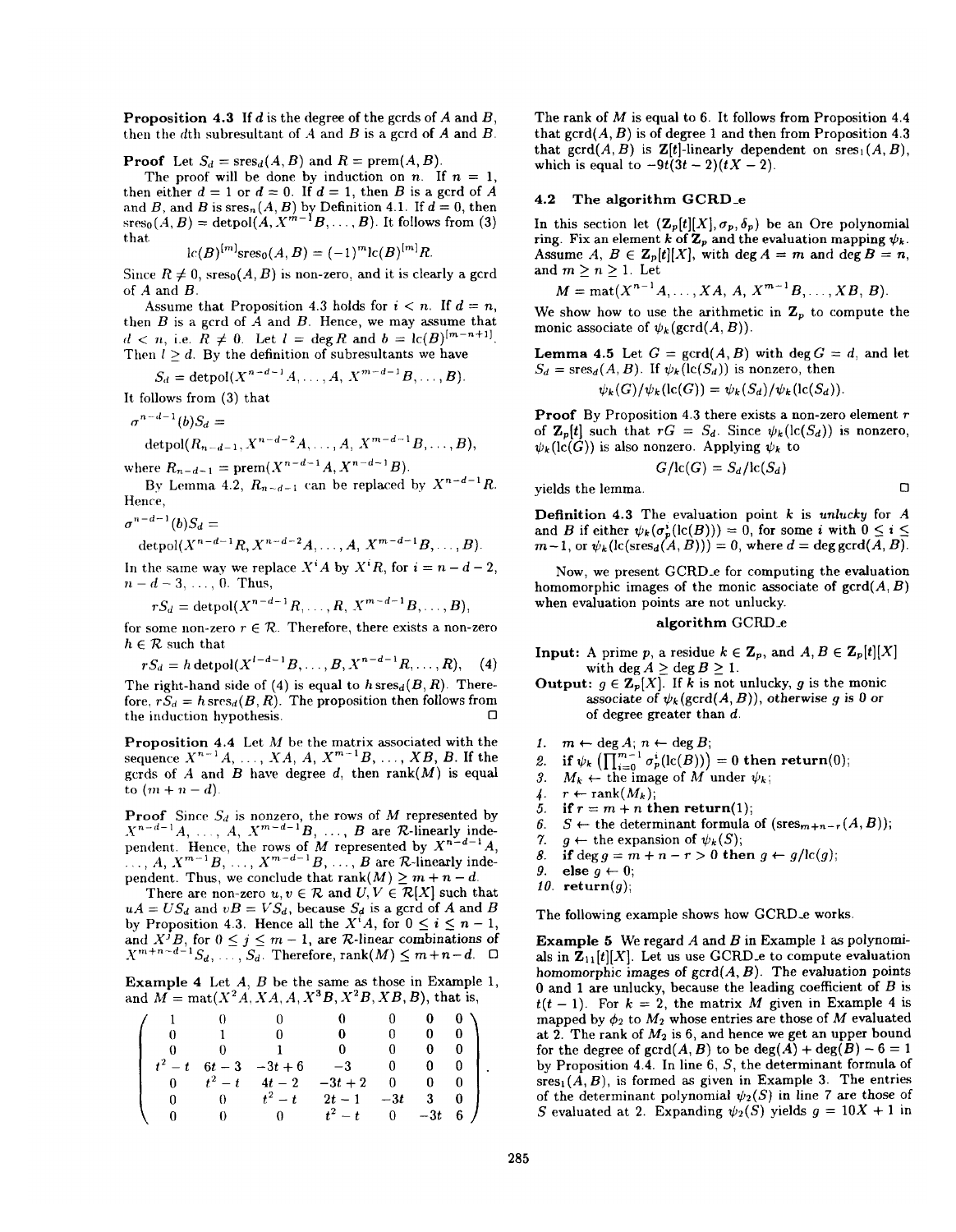**Proposition 4.3** If $d$ is the degree of the gcrds of $A$ and $B$, then the $d$th subresultant of $A$ and $B$ is a gcrd of $A$ and $B$.

**Proof** Let $S_d = \text{sres}_d(A, B)$ and $R = \text{prem}(A, B)$.

The proof will be done by induction on $n$. If $n = 1$, then either $d = 1$ or $d = 0$. If $d = 1$, then $B$ is a gcrd of $A$ and $B$, and $B$ is $\text{sres}_n(A, B)$ by Definition 4.1. If $d = 0$, then $\text{sres}_0(A, B) = \text{detpol}(A, X^{m-1}B, \ldots, B)$. It follows from (3) that

$$\text{lc}(B)^{[m]}\text{sres}_0(A, B) = (-1)^m \text{lc}(B)^{[m]} R.$$

Since $R \neq 0$, $\text{sres}_0(A, B)$ is non-zero, and it is clearly a gcrd of $A$ and $B$.

Assume that Proposition 4.3 holds for $i < n$. If $d = n$, then $B$ is a gcrd of $A$ and $B$. Hence, we may assume that $d < n$, i.e. $R \neq 0$. Let $l = \deg R$ and $b = \text{lc}(B)^{[m-n+1]}$. Then $l \geq d$. By the definition of subresultants we have

$$S_d = \text{detpol}(X^{n-d-1}A, \ldots, A, X^{m-d-1}B, \ldots, B).$$

It follows from (3) that

$$\sigma^{n-d-1}(b)S_d =$$
$$\text{detpol}(R_{n-d-1}, X^{n-d-2}A, \ldots, A, X^{m-d-1}B, \ldots, B),$$

where $R_{n-d-1} = \text{prem}(X^{n-d-1}A, X^{n-d-1}B)$.

By Lemma 4.2, $R_{n-d-1}$ can be replaced by $X^{n-d-1}R$. Hence,

$$\sigma^{n-d-1}(b)S_d =$$
$$\text{detpol}(X^{n-d-1}R, X^{n-d-2}A, \ldots, A, X^{m-d-1}B, \ldots, B).$$

In the same way we replace $X^iA$ by $X^iR$, for $i = n-d-2$, $n-d-3, \ldots, 0$. Thus,

$$rS_d = \text{detpol}(X^{n-d-1}R, \ldots, R, X^{m-d-1}B, \ldots, B),$$

for some non-zero $r \in \mathcal{R}$. Therefore, there exists a non-zero $h \in \mathcal{R}$ such that

$$rS_d = h\,\text{detpol}(X^{l-d-1}B, \ldots, B, X^{n-d-1}R, \ldots, R), \quad (4)$$

The right-hand side of (4) is equal to $h\,\text{sres}_d(B, R)$. Therefore, $rS_d = h\,\text{sres}_d(B, R)$. The proposition then follows from the induction hypothesis. □

**Proposition 4.4** Let $M$ be the matrix associated with the sequence $X^{n-1}A, \ldots, XA, A, X^{m-1}B, \ldots, XB, B$. If the gcrds of $A$ and $B$ have degree $d$, then $\text{rank}(M)$ is equal to $(m + n - d)$.

**Proof** Since $S_d$ is nonzero, the rows of $M$ represented by $X^{n-d-1}A, \ldots, A, X^{m-d-1}B, \ldots, B$ are $\mathcal{R}$-linearly independent. Hence, the rows of $M$ represented by $X^{n-d-1}A$, $\ldots, A, X^{m-1}B, \ldots, X^{m-d-1}B, \ldots, B$ are $\mathcal{R}$-linearly independent. Thus, we conclude that $\text{rank}(M) \geq m + n - d$.

There are non-zero $u, v \in \mathcal{R}$ and $U, V \in \mathcal{R}[X]$ such that $uA = US_d$ and $vB = VS_d$, because $S_d$ is a gcrd of $A$ and $B$ by Proposition 4.3. Hence all the $X^iA$, for $0 \leq i \leq n-1$, and $X^jB$, for $0 \leq j \leq m-1$, are $\mathcal{R}$-linear combinations of $X^{m+n-d-1}S_d, \ldots, S_d$. Therefore, $\text{rank}(M) \leq m+n-d$. □

**Example 4** Let $A$, $B$ be the same as those in Example 1, and $M = \text{mat}(X^2A, XA, A, X^3B, X^2B, XB, B)$, that is,

$$\begin{pmatrix}
1 & 0 & 0 & 0 & 0 & 0 & 0 \\
0 & 1 & 0 & 0 & 0 & 0 & 0 \\
0 & 0 & 1 & 0 & 0 & 0 & 0 \\
t^2-t & 6t-3 & -3t+6 & -3 & 0 & 0 & 0 \\
0 & t^2-t & 4t-2 & -3t+2 & 0 & 0 & 0 \\
0 & 0 & t^2-t & 2t-1 & -3t & 3 & 0 \\
0 & 0 & 0 & t^2-t & 0 & -3t & 6
\end{pmatrix}.$$

The rank of $M$ is equal to 6. It follows from Proposition 4.4 that $\text{gcrd}(A, B)$ is of degree 1 and then from Proposition 4.3 that $\text{gcrd}(A, B)$ is $\mathbf{Z}[t]$-linearly dependent on $\text{sres}_1(A, B)$, which is equal to $-9t(3t-2)(tX-2)$.

### 4.2 The algorithm GCRD_e

In this section let $(\mathbf{Z}_p[t][X], \sigma_p, \delta_p)$ be an Ore polynomial ring. Fix an element $k$ of $\mathbf{Z}_p$ and the evaluation mapping $\psi_k$. Assume $A$, $B \in \mathbf{Z}_p[t][X]$, with $\deg A = m$ and $\deg B = n$, and $m \geq n \geq 1$. Let

$$M = \text{mat}(X^{n-1}A, \ldots, XA, A, X^{m-1}B, \ldots, XB, B).$$

We show how to use the arithmetic in $\mathbf{Z}_p$ to compute the monic associate of $\psi_k(\text{gcrd}(A, B))$.

**Lemma 4.5** Let $G = \text{gcrd}(A, B)$ with $\deg G = d$, and let $S_d = \text{sres}_d(A, B)$. If $\psi_k(\text{lc}(S_d))$ is nonzero, then

$$\psi_k(G)/\psi_k(\text{lc}(G)) = \psi_k(S_d)/\psi_k(\text{lc}(S_d)).$$

**Proof** By Proposition 4.3 there exists a non-zero element $r$ of $\mathbf{Z}_p[t]$ such that $rG = S_d$. Since $\psi_k(\text{lc}(S_d))$ is nonzero, $\psi_k(\text{lc}(G))$ is also nonzero. Applying $\psi_k$ to

$$G/\text{lc}(G) = S_d/\text{lc}(S_d)$$

yields the lemma. □

**Definition 4.3** The evaluation point $k$ is *unlucky* for $A$ and $B$ if either $\psi_k(\sigma_p^i(\text{lc}(B))) = 0$, for some $i$ with $0 \leq i \leq m-1$, or $\psi_k(\text{lc}(\text{sres}_d(A, B))) = 0$, where $d = \deg \text{gcrd}(A, B)$.

Now, we present GCRD_e for computing the evaluation homomorphic images of the monic associate of $\text{gcrd}(A, B)$ when evaluation points are not unlucky.

**algorithm** GCRD_e

**Input:** A prime $p$, a residue $k \in \mathbf{Z}_p$, and $A, B \in \mathbf{Z}_p[t][X]$ with $\deg A \geq \deg B \geq 1$.

**Output:** $g \in \mathbf{Z}_p[X]$. If $k$ is not unlucky, $g$ is the monic associate of $\psi_k(\text{gcrd}(A, B))$, otherwise $g$ is 0 or of degree greater than $d$.

1. $m \leftarrow \deg A$; $n \leftarrow \deg B$;
2. **if** $\psi_k\left(\prod_{i=0}^{m-1} \sigma_p^i(\text{lc}(B))\right) = 0$ **then return**(0);
3. $M_k \leftarrow$ the image of $M$ under $\psi_k$;
4. $r \leftarrow \text{rank}(M_k)$;
5. **if** $r = m + n$ **then return**(1);
6. $S \leftarrow$ the determinant formula of $(\text{sres}_{m+n-r}(A, B))$;
7. $g \leftarrow$ the expansion of $\psi_k(S)$;
8. **if** $\deg g = m + n - r > 0$ **then** $g \leftarrow g/\text{lc}(g)$;
9. **else** $g \leftarrow 0$;
10. **return**$(g)$;

The following example shows how GCRD_e works.

**Example 5** We regard $A$ and $B$ in Example 1 as polynomials in $\mathbf{Z}_{11}[t][X]$. Let us use GCRD_e to compute evaluation homomorphic images of $\text{gcrd}(A, B)$. The evaluation points 0 and 1 are unlucky, because the leading coefficient of $B$ is $t(t-1)$. For $k = 2$, the matrix $M$ given in Example 4 is mapped by $\phi_2$ to $M_2$ whose entries are those of $M$ evaluated at 2. The rank of $M_2$ is 6, and hence we get an upper bound for the degree of $\text{gcrd}(A, B)$ to be $\deg(A) + \deg(B) - 6 = 1$ by Proposition 4.4. In line 6, $S$, the determinant formula of $\text{sres}_1(A, B)$, is formed as given in Example 3. The entries of the determinant polynomial $\psi_2(S)$ in line 7 are those of $S$ evaluated at 2. Expanding $\psi_2(S)$ yields $g = 10X + 1$ in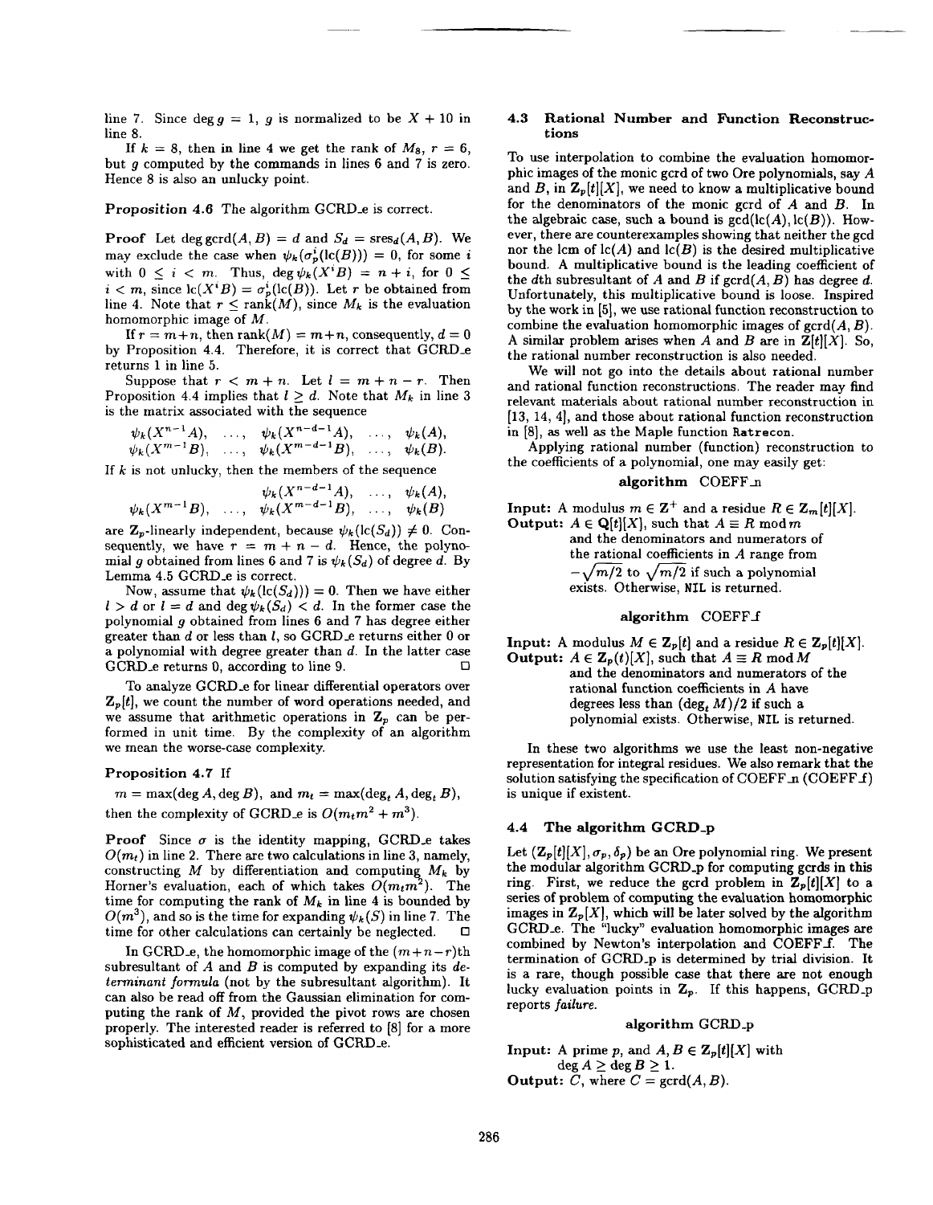line 7. Since $\deg g = 1$, $g$ is normalized to be $X + 10$ in line 8.

If $k = 8$, then in line 4 we get the rank of $M_8$, $r = 6$, but $g$ computed by the commands in lines 6 and 7 is zero. Hence 8 is also an unlucky point.

**Proposition 4.6** The algorithm GCRD_e is correct.

**Proof** Let $\deg \mathrm{gcrd}(A, B) = d$ and $S_d = \mathrm{sres}_d(A, B)$. We may exclude the case when $\psi_k(\sigma_p^i(\mathrm{lc}(B))) = 0$, for some $i$ with $0 \leq i < m$. Thus, $\deg \psi_k(X^i B) = n + i$, for $0 \leq i < m$, since $\mathrm{lc}(X^i B) = \sigma_p^i(\mathrm{lc}(B))$. Let $r$ be obtained from line 4. Note that $r \leq \mathrm{rank}(M)$, since $M_k$ is the evaluation homomorphic image of $M$.

If $r = m+n$, then $\mathrm{rank}(M) = m+n$, consequently, $d = 0$ by Proposition 4.4. Therefore, it is correct that GCRD_e returns 1 in line 5.

Suppose that $r < m + n$. Let $l = m + n - r$. Then Proposition 4.4 implies that $l \geq d$. Note that $M_k$ in line 3 is the matrix associated with the sequence

$$\begin{array}{llllll} \psi_k(X^{n-1}A), & \ldots, & \psi_k(X^{n-d-1}A), & \ldots, & \psi_k(A), \\ \psi_k(X^{m-1}B), & \ldots, & \psi_k(X^{m-d-1}B), & \ldots, & \psi_k(B). \end{array}$$

If $k$ is not unlucky, then the members of the sequence

$$\begin{array}{llllll} & & \psi_k(X^{n-d-1}A), & \ldots, & \psi_k(A), \\ \psi_k(X^{m-1}B), & \ldots, & \psi_k(X^{m-d-1}B), & \ldots, & \psi_k(B) \end{array}$$

are $\mathbf{Z}_p$-linearly independent, because $\psi_k(\mathrm{lc}(S_d)) \neq 0$. Consequently, we have $r = m + n - d$. Hence, the polynomial $g$ obtained from lines 6 and 7 is $\psi_k(S_d)$ of degree $d$. By Lemma 4.5 GCRD_e is correct.

Now, assume that $\psi_k(\mathrm{lc}(S_d)) = 0$. Then we have either $l > d$ or $l = d$ and $\deg \psi_k(S_d) < d$. In the former case the polynomial $g$ obtained from lines 6 and 7 has degree either greater than $d$ or less than $l$, so GCRD_e returns either 0 or a polynomial with degree greater than $d$. In the latter case GCRD_e returns 0, according to line 9. □

To analyze GCRD_e for linear differential operators over $\mathbf{Z}_p[t]$, we count the number of word operations needed, and we assume that arithmetic operations in $\mathbf{Z}_p$ can be performed in unit time. By the complexity of an algorithm we mean the worse-case complexity.

**Proposition 4.7** If

$m = \max(\deg A, \deg B)$, and $m_t = \max(\deg_t A, \deg_t B)$,

then the complexity of GCRD_e is $O(m_t m^2 + m^3)$.

**Proof** Since $\sigma$ is the identity mapping, GCRD_e takes $O(m_t)$ in line 2. There are two calculations in line 3, namely, constructing $M$ by differentiation and computing $M_k$ by Horner's evaluation, each of which takes $O(m_t m^2)$. The time for computing the rank of $M_k$ in line 4 is bounded by $O(m^3)$, and so is the time for expanding $\psi_k(S)$ in line 7. The time for other calculations can certainly be neglected. □

In GCRD_e, the homomorphic image of the $(m+n-r)$th subresultant of $A$ and $B$ is computed by expanding its *determinant formula* (not by the subresultant algorithm). It can also be read off from the Gaussian elimination for computing the rank of $M$, provided the pivot rows are chosen properly. The interested reader is referred to [8] for a more sophisticated and efficient version of GCRD_e.

### 4.3 Rational Number and Function Reconstructions

To use interpolation to combine the evaluation homomorphic images of the monic gcrd of two Ore polynomials, say $A$ and $B$, in $\mathbf{Z}_p[t][X]$, we need to know a multiplicative bound for the denominators of the monic gcrd of $A$ and $B$. In the algebraic case, such a bound is $\gcd(\mathrm{lc}(A), \mathrm{lc}(B))$. However, there are counterexamples showing that neither the gcd nor the lcm of $\mathrm{lc}(A)$ and $\mathrm{lc}(B)$ is the desired multiplicative bound. A multiplicative bound is the leading coefficient of the $d$th subresultant of $A$ and $B$ if $\mathrm{gcrd}(A, B)$ has degree $d$. Unfortunately, this multiplicative bound is loose. Inspired by the work in [5], we use rational function reconstruction to combine the evaluation homomorphic images of $\mathrm{gcrd}(A, B)$. A similar problem arises when $A$ and $B$ are in $\mathbf{Z}[t][X]$. So, the rational number reconstruction is also needed.

We will not go into the details about rational number and rational function reconstructions. The reader may find relevant materials about rational number reconstruction in [13, 14, 4], and those about rational function reconstruction in [8], as well as the Maple function `Ratrecon`.

Applying rational number (function) reconstruction to the coefficients of a polynomial, one may easily get:

**algorithm** COEFF_n

**Input:** A modulus $m \in \mathbf{Z}^+$ and a residue $R \in \mathbf{Z}_m[t][X]$.
**Output:** $A \in \mathbf{Q}[t][X]$, such that $A \equiv R \bmod m$ and the denominators and numerators of the rational coefficients in $A$ range from $-\sqrt{m/2}$ to $\sqrt{m/2}$ if such a polynomial exists. Otherwise, `NIL` is returned.

**algorithm** COEFF_f

**Input:** A modulus $M \in \mathbf{Z}_p[t]$ and a residue $R \in \mathbf{Z}_p[t][X]$.
**Output:** $A \in \mathbf{Z}_p(t)[X]$, such that $A \equiv R \bmod M$ and the denominators and numerators of the rational function coefficients in $A$ have degrees less than $(\deg_t M)/2$ if such a polynomial exists. Otherwise, `NIL` is returned.

In these two algorithms we use the least non-negative representation for integral residues. We also remark that the solution satisfying the specification of COEFF_n (COEFF_f) is unique if existent.

### 4.4 The algorithm GCRD_p

Let $(\mathbf{Z}_p[t][X], \sigma_p, \delta_p)$ be an Ore polynomial ring. We present the modular algorithm GCRD_p for computing gcrds in this ring. First, we reduce the gcrd problem in $\mathbf{Z}_p[t][X]$ to a series of problem of computing the evaluation homomorphic images in $\mathbf{Z}_p[X]$, which will be later solved by the algorithm GCRD_e. The "lucky" evaluation homomorphic images are combined by Newton's interpolation and COEFF_f. The termination of GCRD_p is determined by trial division. It is a rare, though possible case that there are not enough lucky evaluation points in $\mathbf{Z}_p$. If this happens, GCRD_p reports *failure*.

**algorithm** GCRD_p

**Input:** A prime $p$, and $A, B \in \mathbf{Z}_p[t][X]$ with $\deg A \geq \deg B \geq 1$.
**Output:** $C$, where $C = \mathrm{gcrd}(A, B)$.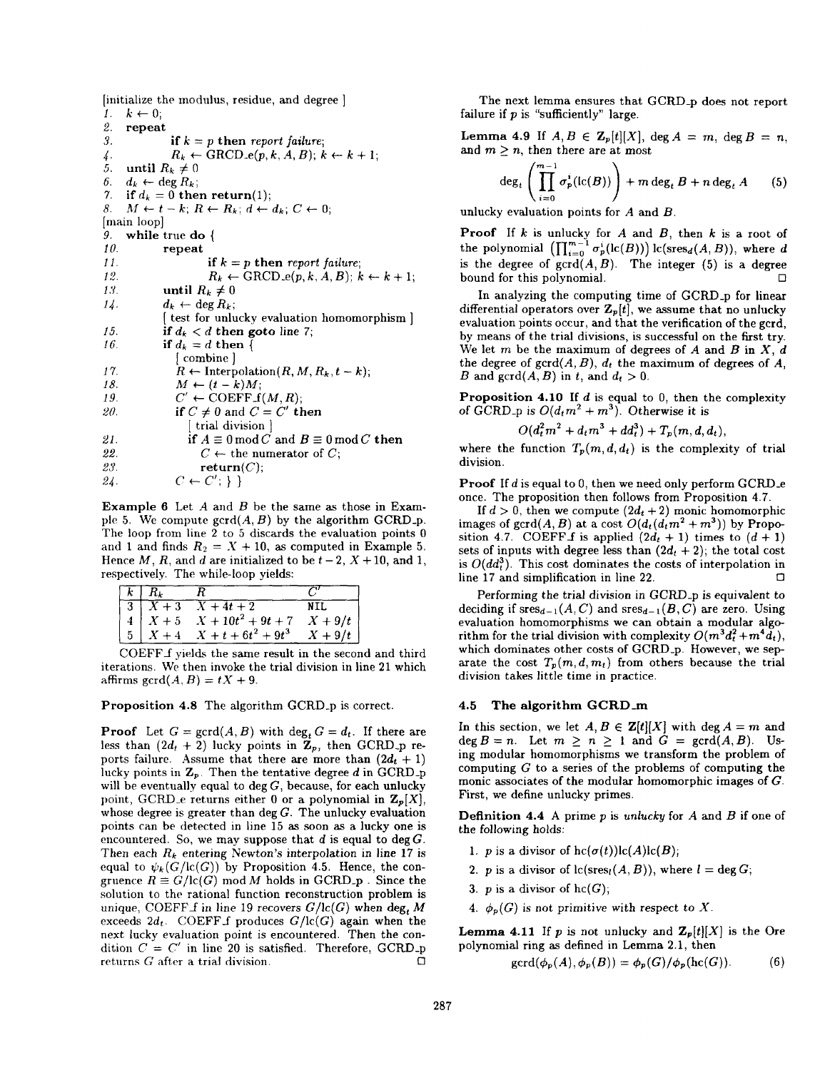```
[initialize the modulus, residue, and degree ]
1.  k ← 0;
2.  repeat
3.        if k = p then report failure;
4.        R_k ← GRCD_e(p, k, A, B); k ← k + 1;
5.  until R_k ≠ 0
6.  d_k ← deg R_k;
7.  if d_k = 0 then return(1);
8.  M ← t − k; R ← R_k; d ← d_k; C ← 0;
[main loop]
9.  while true do {
10.       repeat
11.             if k = p then report failure;
12.             R_k ← GRCD_e(p, k, A, B); k ← k + 1;
13.       until R_k ≠ 0
14.       d_k ← deg R_k;
          [ test for unlucky evaluation homomorphism ]
15.       if d_k < d then goto line 7;
16.       if d_k = d then {
            [ combine ]
17.         R ← Interpolation(R, M, R_k, t − k);
18.         M ← (t − k)M;
19.         C' ← COEFF_f(M, R);
20.         if C ≠ 0 and C = C' then
              [ trial division ]
21.           if A ≡ 0 mod C and B ≡ 0 mod C then
22.             C ← the numerator of C;
23.             return(C);
24.         C ← C'; } }
```

**Example 6** Let $A$ and $B$ be the same as those in Example 5. We compute $\text{gcrd}(A, B)$ by the algorithm GCRD_p. The loop from line 2 to 5 discards the evaluation points 0 and 1 and finds $R_2 = X + 10$, as computed in Example 5. Hence $M$, $R$, and $d$ are initialized to be $t - 2$, $X + 10$, and 1, respectively. The while-loop yields:

| $k$ | $R_k$ | $R$ | $C'$ |
|---|---|---|---|
| 3 | $X+3$ | $X + 4t + 2$ | NIL |
| 4 | $X+5$ | $X + 10t^2 + 9t + 7$ | $X + 9/t$ |
| 5 | $X+4$ | $X + t + 6t^2 + 9t^3$ | $X + 9/t$ |

COEFF_f yields the same result in the second and third iterations. We then invoke the trial division in line 21 which affirms $\text{gcrd}(A, B) = tX + 9$.

**Proposition 4.8** The algorithm GCRD_p is correct.

**Proof** Let $G = \text{gcrd}(A, B)$ with $\deg_t G = d_t$. If there are less than $(2d_t + 2)$ lucky points in $\mathbf{Z}_p$, then GCRD_p reports failure. Assume that there are more than $(2d_t + 1)$ lucky points in $\mathbf{Z}_p$. Then the tentative degree $d$ in GCRD_p will be eventually equal to $\deg G$, because, for each unlucky point, GCRD_e returns either 0 or a polynomial in $\mathbf{Z}_p[X]$, whose degree is greater than $\deg G$. The unlucky evaluation points can be detected in line 15 as soon as a lucky one is encountered. So, we may suppose that $d$ is equal to $\deg G$. Then each $R_k$ entering Newton's interpolation in line 17 is equal to $\psi_k(G/\text{lc}(G))$ by Proposition 4.5. Hence, the congruence $R \equiv G/\text{lc}(G) \bmod M$ holds in GCRD_p. Since the solution to the rational function reconstruction problem is unique, COEFF_f in line 19 recovers $G/\text{lc}(G)$ when $\deg_t M$ exceeds $2d_t$. COEFF_f produces $G/\text{lc}(G)$ again when the next lucky evaluation point is encountered. Then the condition $C = C'$ in line 20 is satisfied. Therefore, GCRD_p returns $G$ after a trial division. □

The next lemma ensures that GCRD_p does not report failure if $p$ is "sufficiently" large.

**Lemma 4.9** If $A, B \in \mathbf{Z}_p[t][X]$, $\deg A = m$, $\deg B = n$, and $m \geq n$, then there are at most

$$\deg_t\left(\prod_{i=0}^{m-1} \sigma_p^i(\text{lc}(B))\right) + m \deg_t B + n \deg_t A \qquad (5)$$

unlucky evaluation points for $A$ and $B$.

**Proof** If $k$ is unlucky for $A$ and $B$, then $k$ is a root of the polynomial $\left(\prod_{i=0}^{m-1} \sigma_p^i(\text{lc}(B))\right) \text{lc}(\text{sres}_d(A, B))$, where $d$ is the degree of $\text{gcrd}(A, B)$. The integer (5) is a degree bound for this polynomial. □

In analyzing the computing time of GCRD_p for linear differential operators over $\mathbf{Z}_p[t]$, we assume that no unlucky evaluation points occur, and that the verification of the gcrd, by means of the trial divisions, is successful on the first try. We let $m$ be the maximum of degrees of $A$ and $B$ in $X$, $d$ the degree of $\text{gcrd}(A, B)$, $d_t$ the maximum of degrees of $A$, $B$ and $\text{gcrd}(A, B)$ in $t$, and $d_t > 0$.

**Proposition 4.10** If $d$ is equal to 0, then the complexity of GCRD_p is $O(d_t m^2 + m^3)$. Otherwise it is

$$O(d_t^2 m^2 + d_t m^3 + d d_t^3) + T_p(m, d, d_t),$$

where the function $T_p(m, d, d_t)$ is the complexity of trial division.

**Proof** If $d$ is equal to 0, then we need only perform GCRD_e once. The proposition then follows from Proposition 4.7.

If $d > 0$, then we compute $(2d_t + 2)$ monic homomorphic images of $\text{gcrd}(A, B)$ at a cost $O(d_t(d_t m^2 + m^3))$ by Proposition 4.7. COEFF_f is applied $(2d_t + 1)$ times to $(d + 1)$ sets of inputs with degree less than $(2d_t + 2)$; the total cost is $O(d d_t^3)$. This cost dominates the costs of interpolation in line 17 and simplification in line 22. □

Performing the trial division in GCRD_p is equivalent to deciding if $\text{sres}_{d-1}(A, C)$ and $\text{sres}_{d-1}(B, C)$ are zero. Using evaluation homomorphisms we can obtain a modular algorithm for the trial division with complexity $O(m^3 d_t^2 + m^4 d_t)$, which dominates other costs of GCRD_p. However, we separate the cost $T_p(m, d, m_t)$ from others because the trial division takes little time in practice.

## 4.5 The algorithm GCRD_m

In this section, we let $A, B \in \mathbf{Z}[t][X]$ with $\deg A = m$ and $\deg B = n$. Let $m \geq n \geq 1$ and $G = \text{gcrd}(A, B)$. Using modular homomorphisms we transform the problem of computing $G$ to a series of the problems of computing the monic associates of the modular homomorphic images of $G$. First, we define unlucky primes.

**Definition 4.4** A prime $p$ is *unlucky* for $A$ and $B$ if one of the following holds:

1. $p$ is a divisor of $\text{hc}(\sigma(t))\text{lc}(A)\text{lc}(B)$;
2. $p$ is a divisor of $\text{lc}(\text{sres}_l(A, B))$, where $l = \deg G$;
3. $p$ is a divisor of $\text{hc}(G)$;
4. $\phi_p(G)$ is not primitive with respect to $X$.

**Lemma 4.11** If $p$ is not unlucky and $\mathbf{Z}_p[t][X]$ is the Ore polynomial ring as defined in Lemma 2.1, then

$$\text{gcrd}(\phi_p(A), \phi_p(B)) = \phi_p(G)/\phi_p(\text{hc}(G)). \qquad (6)$$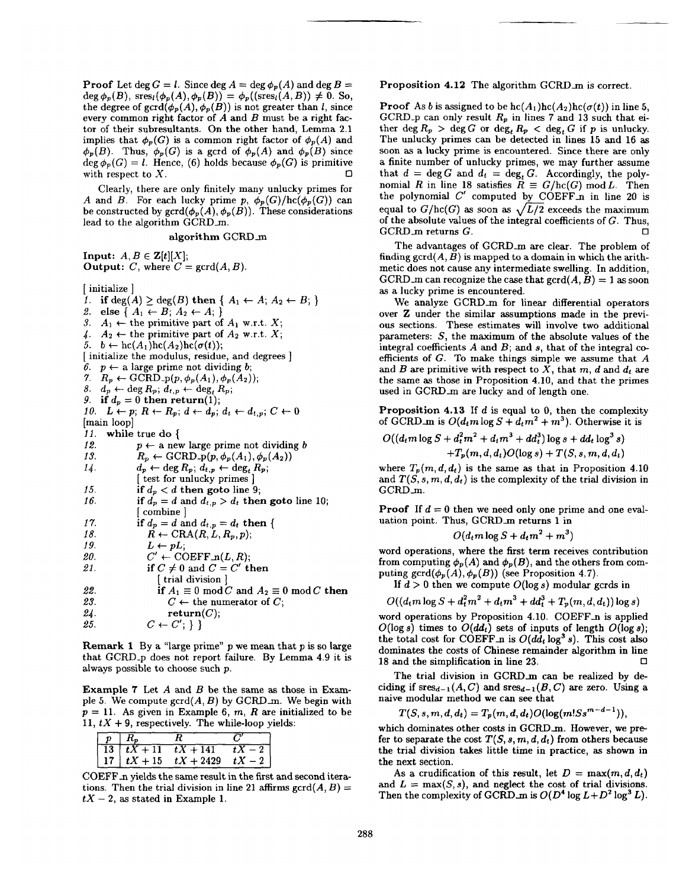**Proof** Let $\deg G = l$. Since $\deg A = \deg \phi_p(A)$ and $\deg B = \deg \phi_p(B)$, $\mathrm{sres}_l(\phi_p(A), \phi_p(B)) = \phi_p((\mathrm{sres}_l(A, B)) \neq 0$. So, the degree of $\mathrm{gcrd}(\phi_p(A), \phi_p(B))$ is not greater than $l$, since every common right factor of $A$ and $B$ must be a right factor of their subresultants. On the other hand, Lemma 2.1 implies that $\phi_p(G)$ is a common right factor of $\phi_p(A)$ and $\phi_p(B)$. Thus, $\phi_p(G)$ is a gcrd of $\phi_p(A)$ and $\phi_p(B)$ since $\deg \phi_p(G) = l$. Hence, (6) holds because $\phi_p(G)$ is primitive with respect to $X$. □

Clearly, there are only finitely many unlucky primes for $A$ and $B$. For each lucky prime $p$, $\phi_p(G)/\mathrm{hc}(\phi_p(G))$ can be constructed by $\mathrm{gcrd}(\phi_p(A), \phi_p(B))$. These considerations lead to the algorithm GCRD_m.

**algorithm GCRD_m**

**Input:** $A, B \in \mathbf{Z}[t][X]$;
**Output:** $C$, where $C = \mathrm{gcrd}(A, B)$.

```
[ initialize ]
1.  if deg(A) ≥ deg(B) then { A1 ← A; A2 ← B; }
2.  else { A1 ← B; A2 ← A; }
3.  A1 ← the primitive part of A1 w.r.t. X;
4.  A2 ← the primitive part of A2 w.r.t. X;
5.  b ← hc(A1)hc(A2)hc(σ(t));
[ initialize the modulus, residue, and degrees ]
6.  p ← a large prime not dividing b;
7.  Rp ← GCRD_p(p, φp(A1), φp(A2));
8.  dp ← deg Rp; dt,p ← degt Rp;
9.  if dp = 0 then return(1);
10. L ← p; R ← Rp; d ← dp; dt ← dt,p; C ← 0
[main loop]
11. while true do {
12.     p ← a new large prime not dividing b
13.     Rp ← GCRD_p(p, φp(A1), φp(A2))
14.     dp ← deg Rp; dt,p ← degt Rp;
        [ test for unlucky primes ]
15.     if dp < d then goto line 9;
16.     if dp = d and dt,p > dt then goto line 10;
        [ combine ]
17.     if dp = d and dt,p = dt then {
18.         R ← CRA(R, L, Rp, p);
19.         L ← pL;
20.         C' ← COEFF_n(L, R);
21.         if C ≠ 0 and C = C' then
            [ trial division ]
22.             if A1 ≡ 0 mod C and A2 ≡ 0 mod C then
23.                 C ← the numerator of C;
24.                 return(C);
25.         C ← C'; } }
```

**Remark 1** By a "large prime" $p$ we mean that $p$ is so large that GCRD_p does not report failure. By Lemma 4.9 it is always possible to choose such $p$.

**Example 7** Let $A$ and $B$ be the same as those in Example 5. We compute $\mathrm{gcrd}(A, B)$ by GCRD_m. We begin with $p = 11$. As given in Example 6, $m$, $R$ are initialized to be $11$, $tX + 9$, respectively. The while-loop yields:

| $p$ | $R_p$ | $R$ | $C'$ |
|---|---|---|---|
| 13 | $tX + 11$ | $tX + 141$ | $tX - 2$ |
| 17 | $tX + 15$ | $tX + 2429$ | $tX - 2$ |

COEFF_n yields the same result in the first and second iterations. Then the trial division in line 21 affirms $\mathrm{gcrd}(A, B) = tX - 2$, as stated in Example 1.

**Proposition 4.12** The algorithm GCRD_m is correct.

**Proof** As $b$ is assigned to be $\mathrm{hc}(A_1)\mathrm{hc}(A_2)\mathrm{hc}(\sigma(t))$ in line 5, GCRD_p can only result $R_p$ in lines 7 and 13 such that either $\deg R_p > \deg G$ or $\deg_t R_p < \deg_t G$ if $p$ is unlucky. The unlucky primes can be detected in lines 15 and 16 as soon as a lucky prime is encountered. Since there are only a finite number of unlucky primes, we may further assume that $d = \deg G$ and $d_t = \deg_t G$. Accordingly, the polynomial $R$ in line 18 satisfies $R \equiv G/\mathrm{hc}(G) \bmod L$. Then the polynomial $C'$ computed by COEFF_n in line 20 is equal to $G/\mathrm{hc}(G)$ as soon as $\sqrt{L/2}$ exceeds the maximum of the absolute values of the integral coefficients of $G$. Thus, GCRD_m returns $G$. □

The advantages of GCRD_m are clear. The problem of finding $\mathrm{gcrd}(A, B)$ is mapped to a domain in which the arithmetic does not cause any intermediate swelling. In addition, GCRD_m can recognize the case that $\mathrm{gcrd}(A, B) = 1$ as soon as a lucky prime is encountered.

We analyze GCRD_m for linear differential operators over $\mathbf{Z}$ under the similar assumptions made in the previous sections. These estimates will involve two additional parameters: $S$, the maximum of the absolute values of the integral coefficients $A$ and $B$; and $s$, that of the integral coefficients of $G$. To make things simple we assume that $A$ and $B$ are primitive with respect to $X$, that $m$, $d$ and $d_t$ are the same as those in Proposition 4.10, and that the primes used in GCRD_m are lucky and of length one.

**Proposition 4.13** If $d$ is equal to 0, then the complexity of GCRD_m is $O(d_t m \log S + d_t m^2 + m^3)$. Otherwise it is

$$O((d_t m \log S + d_t^2 m^2 + d_t m^3 + d d_t^3) \log s + d d_t \log^3 s) + T_p(m, d, d_t) O(\log s) + T(S, s, m, d, d_t)$$

where $T_p(m, d, d_t)$ is the same as that in Proposition 4.10 and $T(S, s, m, d, d_t)$ is the complexity of the trial division in GCRD_m.

**Proof** If $d = 0$ then we need only one prime and one evaluation point. Thus, GCRD_m returns 1 in

$$O(d_t m \log S + d_t m^2 + m^3)$$

word operations, where the first term receives contribution from computing $\phi_p(A)$ and $\phi_p(B)$, and the others from computing $\mathrm{gcrd}(\phi_p(A), \phi_p(B))$ (see Proposition 4.7).

If $d > 0$ then we compute $O(\log s)$ modular gcrds in

$$O((d_t m \log S + d_t^2 m^2 + d_t m^3 + d d_t^3 + T_p(m, d, d_t)) \log s)$$

word operations by Proposition 4.10. COEFF_n is applied $O(\log s)$ times to $O(d d_t)$ sets of inputs of length $O(\log s)$; the total cost for COEFF_n is $O(d d_t \log^3 s)$. This cost also dominates the costs of Chinese remainder algorithm in line 18 and the simplification in line 23. □

The trial division in GCRD_m can be realized by deciding if $\mathrm{sres}_{d-1}(A, C)$ and $\mathrm{sres}_{d-1}(B, C)$ are zero. Using a naive modular method we can see that

$$T(S, s, m, d, d_t) = T_p(m, d, d_t) O(\log(m! S s^{m-d-1})),$$

which dominates other costs in GCRD_m. However, we prefer to separate the cost $T(S, s, m, d, d_t)$ from others because the trial division takes little time in practice, as shown in the next section.

As a crudification of this result, let $D = \max(m, d, d_t)$ and $L = \max(S, s)$, and neglect the cost of trial divisions. Then the complexity of GCRD_m is $O(D^4 \log L + D^2 \log^3 L)$.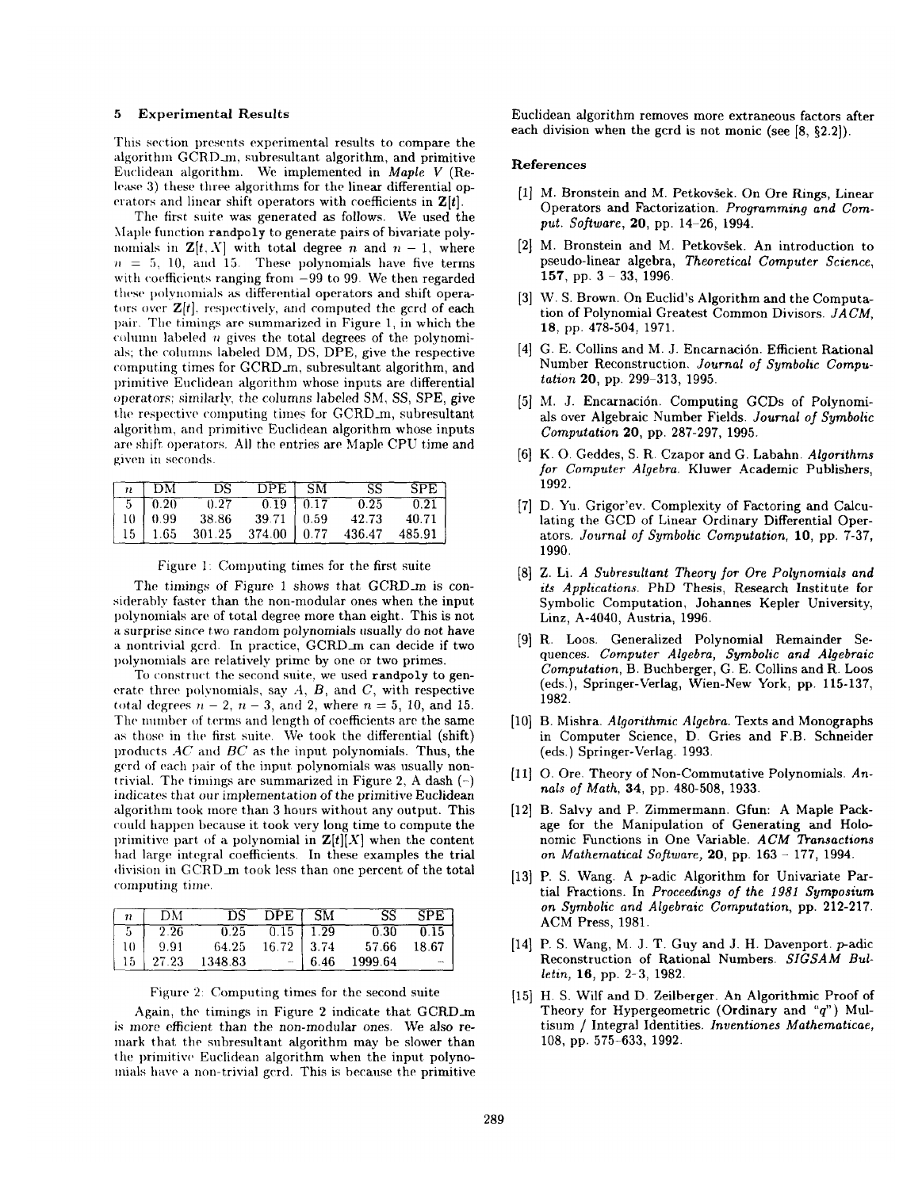## 5 Experimental Results

This section presents experimental results to compare the algorithm GCRD_m, subresultant algorithm, and primitive Euclidean algorithm. We implemented in *Maple V* (Release 3) these three algorithms for the linear differential operators and linear shift operators with coefficients in $\mathbf{Z}[t]$.

The first suite was generated as follows. We used the Maple function `randpoly` to generate pairs of bivariate polynomials in $\mathbf{Z}[t, X]$ with total degree $n$ and $n-1$, where $n = 5$, 10, and 15. These polynomials have five terms with coefficients ranging from $-99$ to 99. We then regarded these polynomials as differential operators and shift operators over $\mathbf{Z}[t]$, respectively, and computed the gcrd of each pair. The timings are summarized in Figure 1, in which the column labeled $n$ gives the total degrees of the polynomials; the columns labeled DM, DS, DPE, give the respective computing times for GCRD_m, subresultant algorithm, and primitive Euclidean algorithm whose inputs are differential operators; similarly, the columns labeled SM, SS, SPE, give the respective computing times for GCRD_m, subresultant algorithm, and primitive Euclidean algorithm whose inputs are shift operators. All the entries are Maple CPU time and given in seconds.

| $n$ | DM | DS | DPE | SM | SS | SPE |
|---|---|---|---|---|---|---|
| 5 | 0.20 | 0.27 | 0.19 | 0.17 | 0.25 | 0.21 |
| 10 | 0.99 | 38.86 | 39.71 | 0.59 | 42.73 | 40.71 |
| 15 | 1.65 | 301.25 | 374.00 | 0.77 | 436.47 | 485.91 |

Figure 1: Computing times for the first suite

The timings of Figure 1 shows that GCRD_m is considerably faster than the non-modular ones when the input polynomials are of total degree more than eight. This is not a surprise since two random polynomials usually do not have a nontrivial gcrd. In practice, GCRD_m can decide if two polynomials are relatively prime by one or two primes.

To construct the second suite, we used `randpoly` to generate three polynomials, say $A$, $B$, and $C$, with respective total degrees $n-2$, $n-3$, and 2, where $n = 5$, 10, and 15. The number of terms and length of coefficients are the same as those in the first suite. We took the differential (shift) products $AC$ and $BC$ as the input polynomials. Thus, the gcrd of each pair of the input polynomials was usually nontrivial. The timings are summarized in Figure 2. A dash (-) indicates that our implementation of the primitive Euclidean algorithm took more than 3 hours without any output. This could happen because it took very long time to compute the primitive part of a polynomial in $\mathbf{Z}[t][X]$ when the content had large integral coefficients. In these examples the trial division in GCRD_m took less than one percent of the total computing time.

| $n$ | DM | DS | DPE | SM | SS | SPE |
|---|---|---|---|---|---|---|
| 5 | 2.26 | 0.25 | 0.15 | 1.29 | 0.30 | 0.15 |
| 10 | 9.91 | 64.25 | 16.72 | 3.74 | 57.66 | 18.67 |
| 15 | 27.23 | 1348.83 | - | 6.46 | 1999.64 | - |

Figure 2: Computing times for the second suite

Again, the timings in Figure 2 indicate that GCRD_m is more efficient than the non-modular ones. We also remark that the subresultant algorithm may be slower than the primitive Euclidean algorithm when the input polynomials have a non-trivial gcrd. This is because the primitive Euclidean algorithm removes more extraneous factors after each division when the gcrd is not monic (see [8, §2.2]).

## References

[1] M. Bronstein and M. Petkovšek. On Ore Rings, Linear Operators and Factorization. *Programming and Comput. Software*, **20**, pp. 14-26, 1994.

[2] M. Bronstein and M. Petkovšek. An introduction to pseudo-linear algebra, *Theoretical Computer Science*, **157**, pp. 3 – 33, 1996.

[3] W. S. Brown. On Euclid's Algorithm and the Computation of Polynomial Greatest Common Divisors. *JACM*, **18**, pp. 478-504, 1971.

[4] G. E. Collins and M. J. Encarnación. Efficient Rational Number Reconstruction. *Journal of Symbolic Computation* **20**, pp. 299-313, 1995.

[5] M. J. Encarnación. Computing GCDs of Polynomials over Algebraic Number Fields. *Journal of Symbolic Computation* **20**, pp. 287-297, 1995.

[6] K. O. Geddes, S. R. Czapor and G. Labahn. *Algorithms for Computer Algebra.* Kluwer Academic Publishers, 1992.

[7] D. Yu. Grigor'ev. Complexity of Factoring and Calculating the GCD of Linear Ordinary Differential Operators. *Journal of Symbolic Computation*, **10**, pp. 7-37, 1990.

[8] Z. Li. *A Subresultant Theory for Ore Polynomials and its Applications.* PhD Thesis, Research Institute for Symbolic Computation, Johannes Kepler University, Linz, A-4040, Austria, 1996.

[9] R. Loos. Generalized Polynomial Remainder Sequences. *Computer Algebra, Symbolic and Algebraic Computation*, B. Buchberger, G. E. Collins and R. Loos (eds.), Springer-Verlag, Wien-New York, pp. 115-137, 1982.

[10] B. Mishra. *Algorithmic Algebra.* Texts and Monographs in Computer Science, D. Gries and F.B. Schneider (eds.) Springer-Verlag. 1993.

[11] O. Ore. Theory of Non-Commutative Polynomials. *Annals of Math*, **34**, pp. 480-508, 1933.

[12] B. Salvy and P. Zimmermann. Gfun: A Maple Package for the Manipulation of Generating and Holonomic Functions in One Variable. *ACM Transactions on Mathematical Software*, **20**, pp. 163 – 177, 1994.

[13] P. S. Wang. A $p$-adic Algorithm for Univariate Partial Fractions. In *Proceedings of the 1981 Symposium on Symbolic and Algebraic Computation*, pp. 212-217. ACM Press, 1981.

[14] P. S. Wang, M. J. T. Guy and J. H. Davenport. $p$-adic Reconstruction of Rational Numbers. *SIGSAM Bulletin*, **16**, pp. 2-3, 1982.

[15] H. S. Wilf and D. Zeilberger. An Algorithmic Proof of Theory for Hypergeometric (Ordinary and "$q$") Multisum / Integral Identities. *Inventiones Mathematicae*, 108, pp. 575-633, 1992.